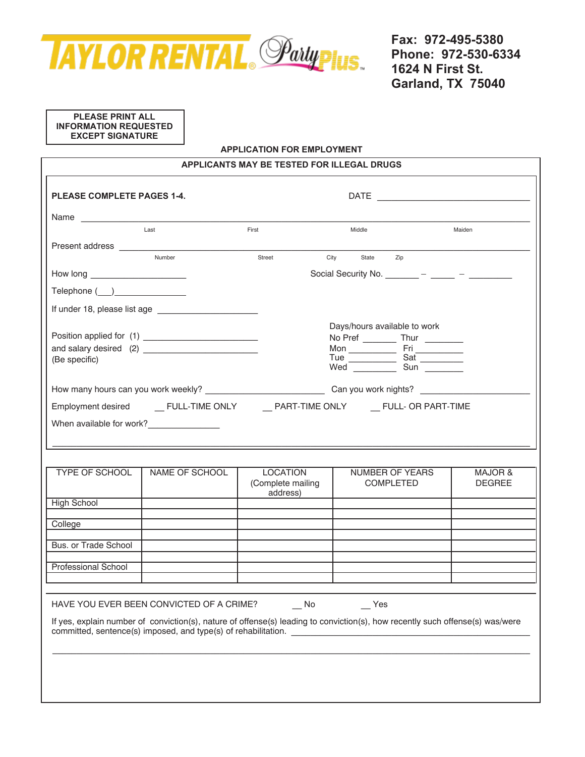**TAYLOR RENTAL® PartyPlus™**

**Fax: 972-495-5380**
**Phone: 972-530-6334**
**1624 N First St.**
**Garland, TX 75040**

**PLEASE PRINT ALL INFORMATION REQUESTED EXCEPT SIGNATURE**

**APPLICATION FOR EMPLOYMENT**

**APPLICANTS MAY BE TESTED FOR ILLEGAL DRUGS**

**PLEASE COMPLETE PAGES 1-4.** DATE ________________________________

Name ________________________________________________________________________________
Last First Middle Maiden

Present address ________________________________________________________________________
Number Street City State Zip

How long ____________________ Social Security No. _______ – _____ – _________

Telephone (___)_______________

If under 18, please list age ____________________

Position applied for (1) _______________________
and salary desired (2) _______________________
(Be specific)

Days/hours available to work
No Pref _______ Thur ________
Mon __________ Fri __________
Tue __________ Sat __________
Wed _________ Sun ________

How many hours can you work weekly? ________________________ Can you work nights? ______________________

Employment desired __ FULL-TIME ONLY __ PART-TIME ONLY __ FULL- OR PART-TIME

When available for work?_______________

________________________________________________________________________________

| TYPE OF SCHOOL | NAME OF SCHOOL | LOCATION (Complete mailing address) | NUMBER OF YEARS COMPLETED | MAJOR & DEGREE |
|---|---|---|---|---|
| High School | | | | |
| | | | | |
| College | | | | |
| | | | | |
| Bus. or Trade School | | | | |
| | | | | |
| Professional School | | | | |
| | | | | |

HAVE YOU EVER BEEN CONVICTED OF A CRIME? __ No __ Yes

If yes, explain number of conviction(s), nature of offense(s) leading to conviction(s), how recently such offense(s) was/were committed, sentence(s) imposed, and type(s) of rehabilitation. ________________________________________

________________________________________________________________________________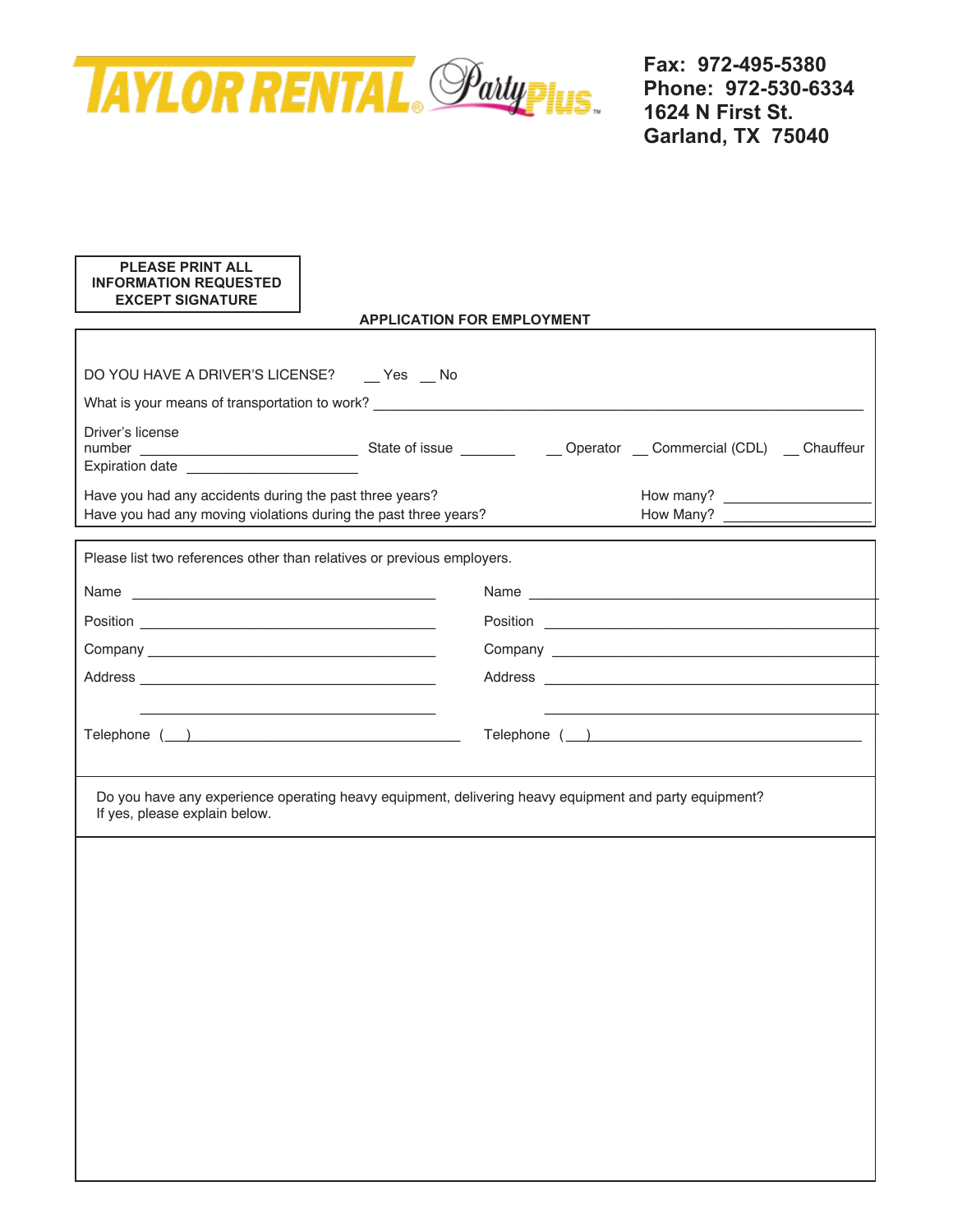TAYLOR RENTAL® Party Plus™

**Fax: 972-495-5380**
**Phone: 972-530-6334**
**1624 N First St.**
**Garland, TX 75040**

**PLEASE PRINT ALL INFORMATION REQUESTED EXCEPT SIGNATURE**

**APPLICATION FOR EMPLOYMENT**

DO YOU HAVE A DRIVER'S LICENSE? __ Yes __ No

What is your means of transportation to work? ____________________________________________

Driver's license number ____________________________ State of issue _______ __ Operator __ Commercial (CDL) __ Chauffeur

Expiration date ______________________

Have you had any accidents during the past three years? How many? ___________________

Have you had any moving violations during the past three years? How Many? ___________________

Please list two references other than relatives or previous employers.

Name ______________________________________

Position ______________________________________

Company ______________________________________

Address ______________________________________

______________________________________

Telephone (___)______________________________________

Name ______________________________________

Position ______________________________________

Company ______________________________________

Address ______________________________________

______________________________________

Telephone (___)______________________________________

Do you have any experience operating heavy equipment, delivering heavy equipment and party equipment?
If yes, please explain below.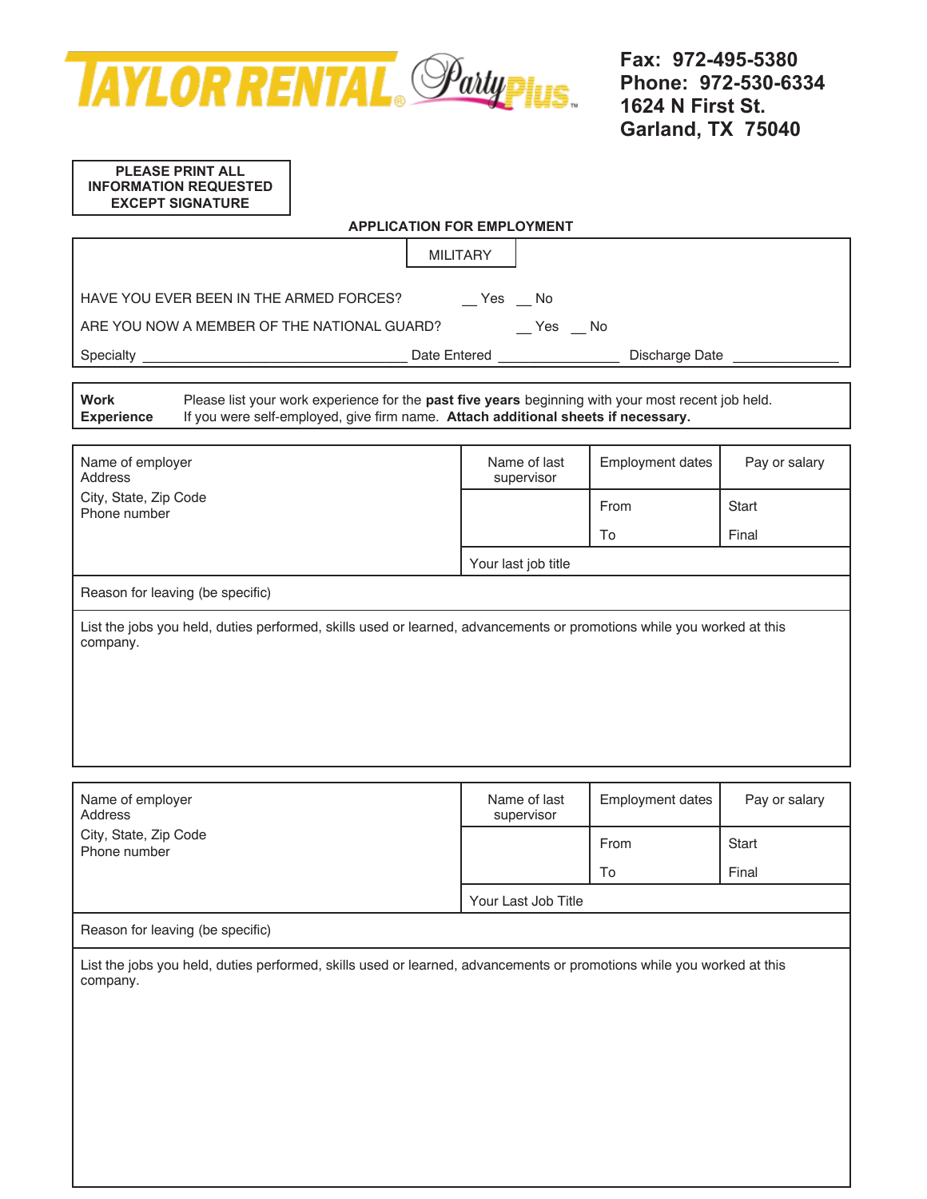**TAYLOR RENTAL® PartyPlus™**

**Fax: 972-495-5380**
**Phone: 972-530-6334**
**1624 N First St.**
**Garland, TX 75040**

**PLEASE PRINT ALL INFORMATION REQUESTED EXCEPT SIGNATURE**

## APPLICATION FOR EMPLOYMENT

### MILITARY

HAVE YOU EVER BEEN IN THE ARMED FORCES? __ Yes __ No

ARE YOU NOW A MEMBER OF THE NATIONAL GUARD? __ Yes __ No

Specialty ______________________ Date Entered ______________ Discharge Date ______________

**Work Experience** Please list your work experience for the **past five years** beginning with your most recent job held. If you were self-employed, give firm name. **Attach additional sheets if necessary.**

| Name of employer<br>Address<br>City, State, Zip Code<br>Phone number | Name of last supervisor | Employment dates | Pay or salary |
|---|---|---|---|
| | | From | Start |
| | | To | Final |
| | Your last job title | | |
| Reason for leaving (be specific) | | | |
| List the jobs you held, duties performed, skills used or learned, advancements or promotions while you worked at this company. | | | |

| Name of employer<br>Address<br>City, State, Zip Code<br>Phone number | Name of last supervisor | Employment dates | Pay or salary |
|---|---|---|---|
| | | From | Start |
| | | To | Final |
| | Your Last Job Title | | |
| Reason for leaving (be specific) | | | |
| List the jobs you held, duties performed, skills used or learned, advancements or promotions while you worked at this company. | | | |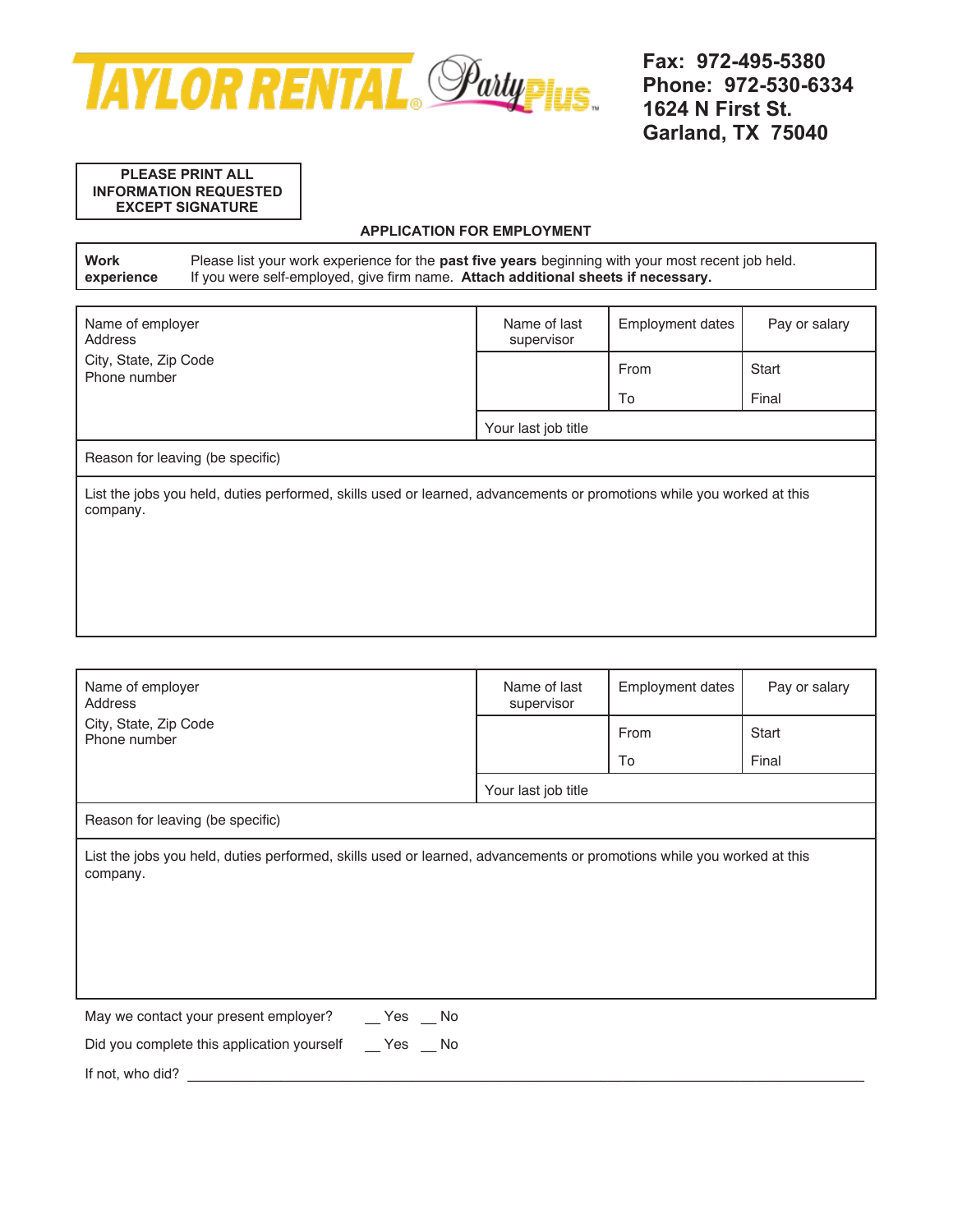**TAYLOR RENTAL® Party Plus™**

**Fax: 972-495-5380**
**Phone: 972-530-6334**
**1624 N First St.**
**Garland, TX 75040**

**PLEASE PRINT ALL INFORMATION REQUESTED EXCEPT SIGNATURE**

**APPLICATION FOR EMPLOYMENT**

| | |
|---|---|
| **Work experience** | Please list your work experience for the **past five years** beginning with your most recent job held. If you were self-employed, give firm name. **Attach additional sheets if necessary.** |

| | | | |
|---|---|---|---|
| Name of employer<br>Address<br>City, State, Zip Code<br>Phone number | Name of last supervisor | Employment dates | Pay or salary |
| | | From<br>To | Start<br>Final |
| | Your last job title | | |
| Reason for leaving (be specific) | | | |
| List the jobs you held, duties performed, skills used or learned, advancements or promotions while you worked at this company. | | | |

| | | | |
|---|---|---|---|
| Name of employer<br>Address<br>City, State, Zip Code<br>Phone number | Name of last supervisor | Employment dates | Pay or salary |
| | | From<br>To | Start<br>Final |
| | Your last job title | | |
| Reason for leaving (be specific) | | | |
| List the jobs you held, duties performed, skills used or learned, advancements or promotions while you worked at this company. | | | |

May we contact your present employer? __ Yes __ No

Did you complete this application yourself __ Yes __ No

If not, who did? ______________________________________________